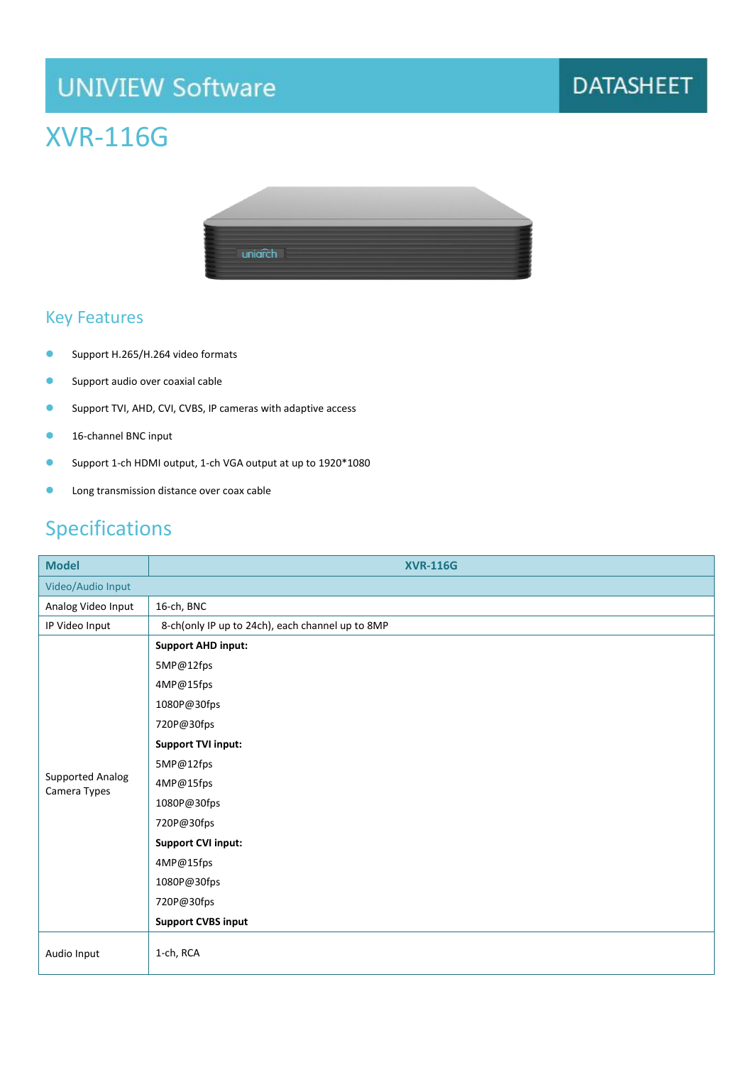UNIVIEW Software

DATASHEET

# XVR-116G

## Key Features

- Support H.265/H.264 video formats
- Support audio over coaxial cable
- Support TVI, AHD, CVI, CVBS, IP cameras with adaptive access
- 16-channel BNC input
- Support 1-ch HDMI output, 1-ch VGA output at up to 1920*1080
- Long transmission distance over coax cable

## Specifications

| Model | XVR-116G |
| --- | --- |
| Video/Audio Input | |
| Analog Video Input | 16-ch, BNC |
| IP Video Input | 8-ch(only IP up to 24ch), each channel up to 8MP |
| Supported Analog Camera Types | **Support AHD input:**<br>5MP@12fps<br>4MP@15fps<br>1080P@30fps<br>720P@30fps<br>**Support TVI input:**<br>5MP@12fps<br>4MP@15fps<br>1080P@30fps<br>720P@30fps<br>**Support CVI input:**<br>4MP@15fps<br>1080P@30fps<br>720P@30fps<br>**Support CVBS input** |
| Audio Input | 1-ch, RCA |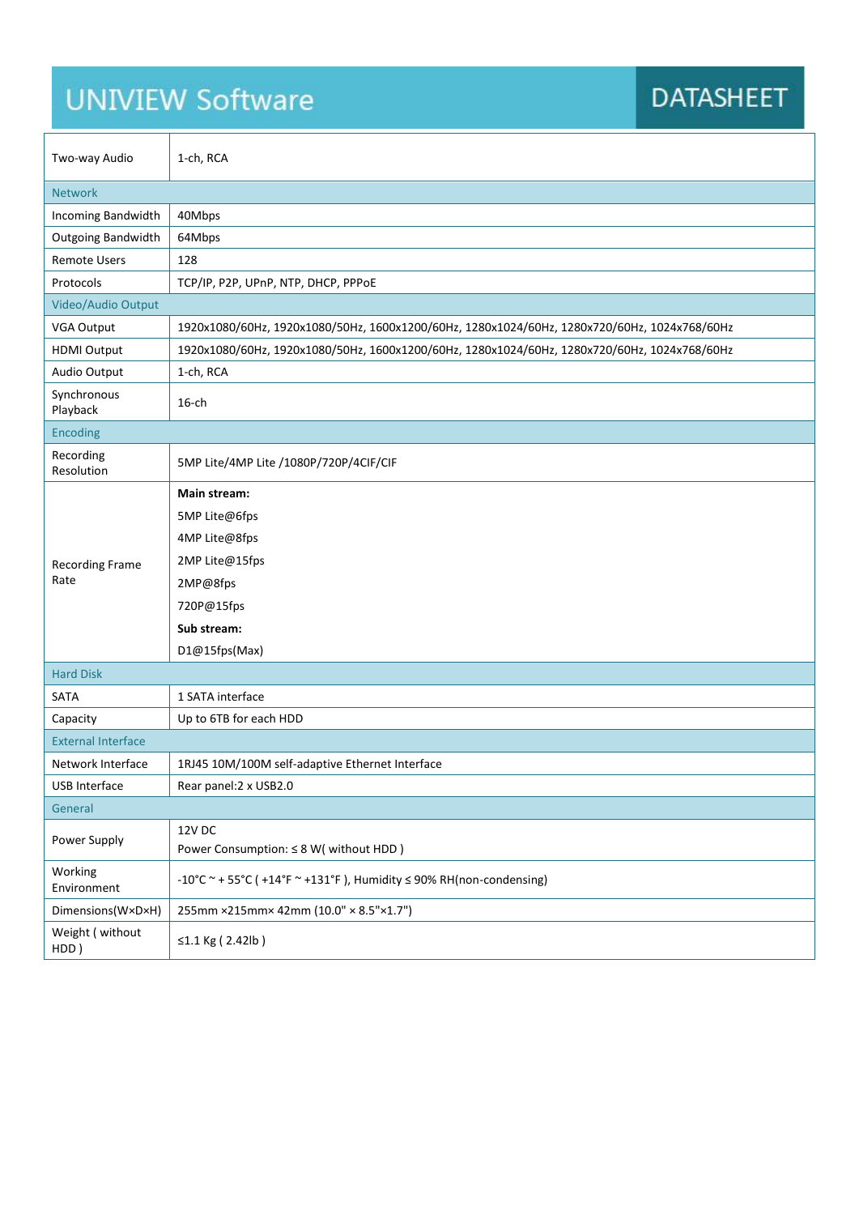| | |
|---|---|
| Two-way Audio | 1-ch, RCA |
| **Network** | |
| Incoming Bandwidth | 40Mbps |
| Outgoing Bandwidth | 64Mbps |
| Remote Users | 128 |
| Protocols | TCP/IP, P2P, UPnP, NTP, DHCP, PPPoE |
| **Video/Audio Output** | |
| VGA Output | 1920x1080/60Hz, 1920x1080/50Hz, 1600x1200/60Hz, 1280x1024/60Hz, 1280x720/60Hz, 1024x768/60Hz |
| HDMI Output | 1920x1080/60Hz, 1920x1080/50Hz, 1600x1200/60Hz, 1280x1024/60Hz, 1280x720/60Hz, 1024x768/60Hz |
| Audio Output | 1-ch, RCA |
| Synchronous Playback | 16-ch |
| **Encoding** | |
| Recording Resolution | 5MP Lite/4MP Lite /1080P/720P/4CIF/CIF |
| Recording Frame Rate | **Main stream:**<br>5MP Lite@6fps<br>4MP Lite@8fps<br>2MP Lite@15fps<br>2MP@8fps<br>720P@15fps<br>**Sub stream:**<br>D1@15fps(Max) |
| **Hard Disk** | |
| SATA | 1 SATA interface |
| Capacity | Up to 6TB for each HDD |
| **External Interface** | |
| Network Interface | 1RJ45 10M/100M self-adaptive Ethernet Interface |
| USB Interface | Rear panel:2 x USB2.0 |
| **General** | |
| Power Supply | 12V DC<br>Power Consumption: ≤ 8 W( without HDD ) |
| Working Environment | -10°C ~ + 55°C ( +14°F ~ +131°F ), Humidity ≤ 90% RH(non-condensing) |
| Dimensions(W×D×H) | 255mm ×215mm× 42mm (10.0" × 8.5"×1.7") |
| Weight ( without HDD ) | ≤1.1 Kg ( 2.42lb ) |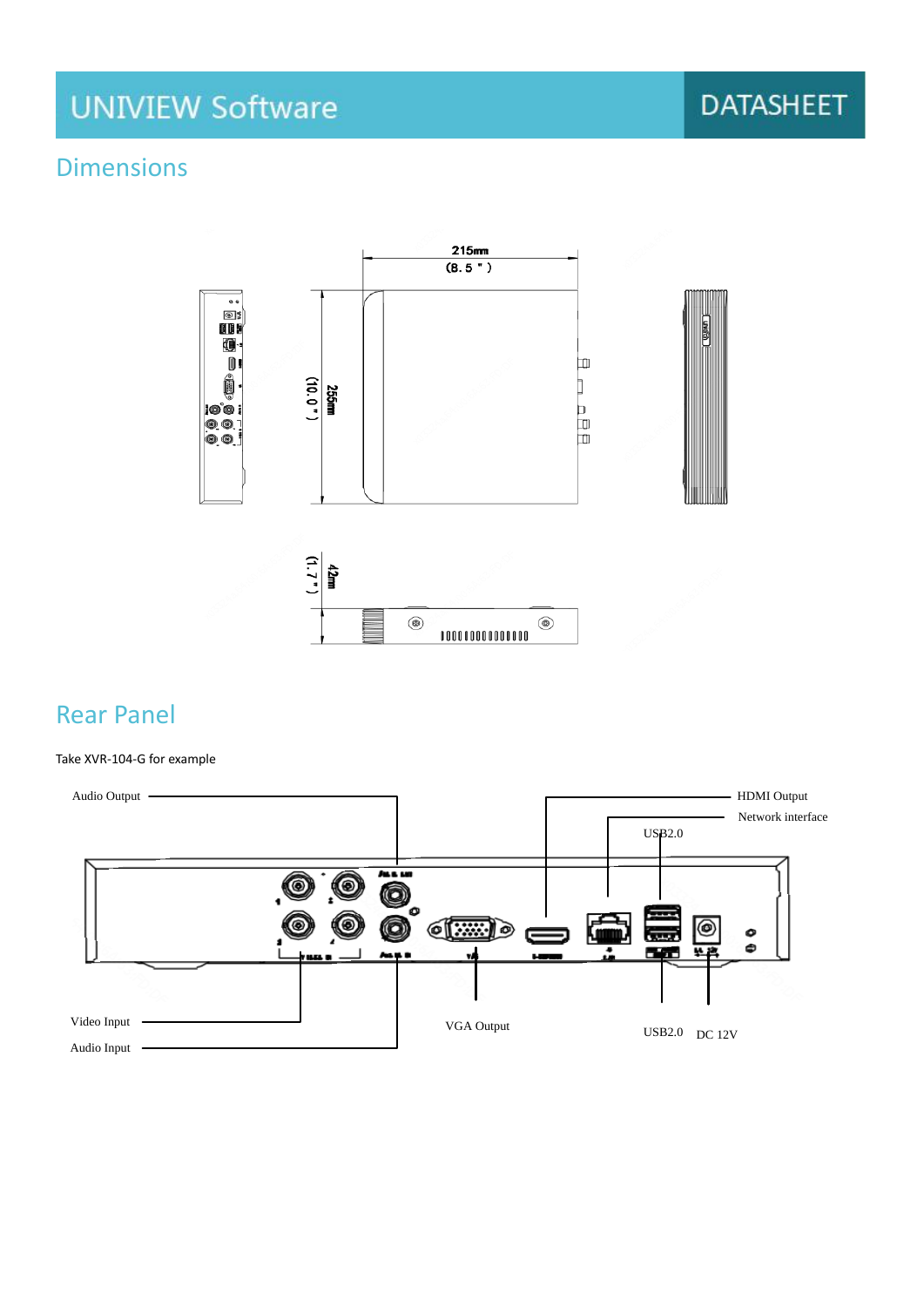## Dimensions

215mm
(8.5 " )

255mm
(10.0 " )

42mm
(1.7 " )

## Rear Panel

Take XVR-104-G for example

Audio Output

HDMI Output

Network interface

USB2.0

Video Input

Audio Input

VGA Output

USB2.0

DC 12V